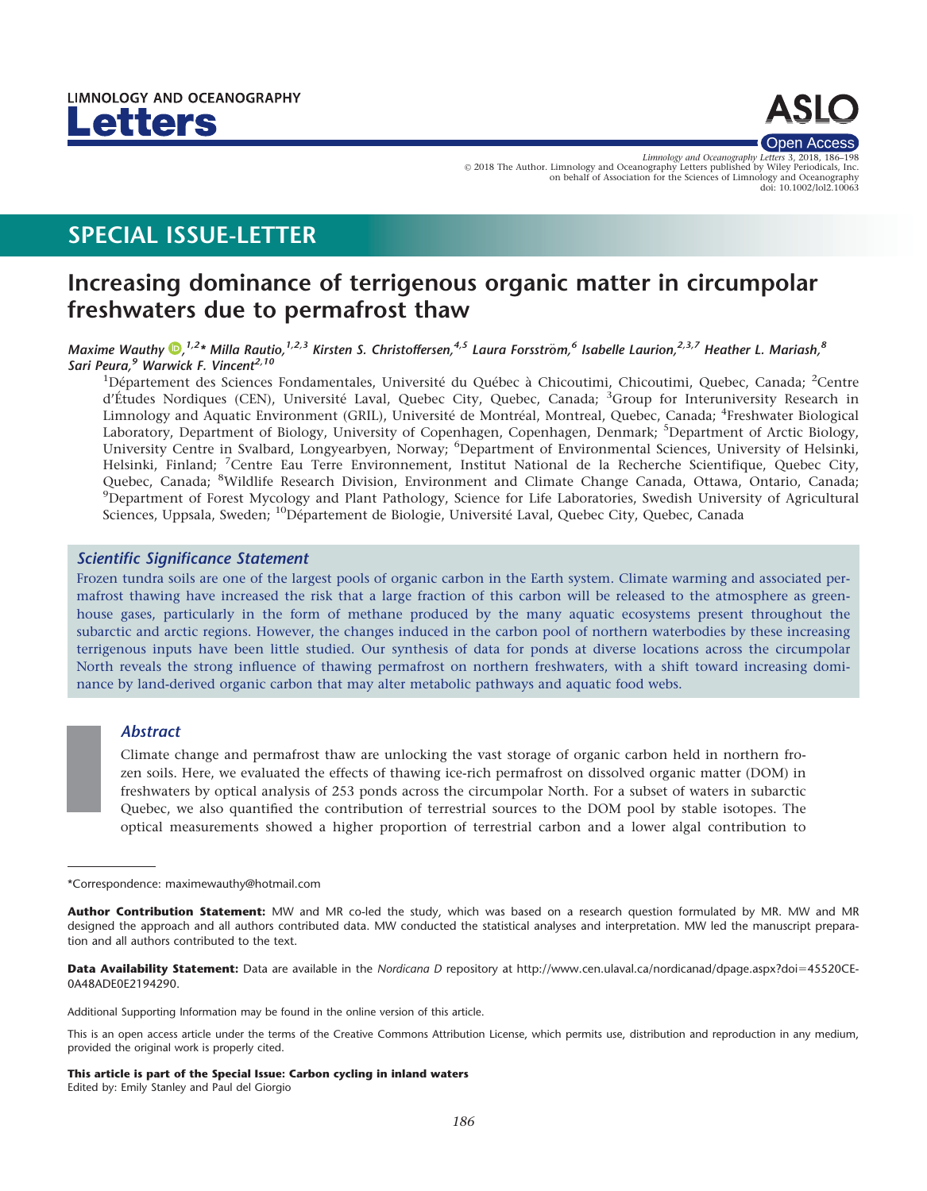## SPECIAL ISSUE-LETTER

# Increasing dominance of terrigenous organic matter in circumpolar freshwaters due to permafrost thaw

*Maxime Wauthy,[1,2]\* Milla Rautio,[1,2,3] Kirsten S. Christoffersen,[4,5] Laura Forsström,[6] Isabelle Laurion,[2,3,7] Heather L. Mariash,[8] Sari Peura,[9] Warwick F. Vincent[2,10]*

[1]Département des Sciences Fondamentales, Université du Québec à Chicoutimi, Chicoutimi, Quebec, Canada; [2]Centre d'Études Nordiques (CEN), Université Laval, Quebec City, Quebec, Canada; [3]Group for Interuniversity Research in Limnology and Aquatic Environment (GRIL), Université de Montréal, Montreal, Quebec, Canada; [4]Freshwater Biological Laboratory, Department of Biology, University of Copenhagen, Copenhagen, Denmark; [5]Department of Arctic Biology, University Centre in Svalbard, Longyearbyen, Norway; [6]Department of Environmental Sciences, University of Helsinki, Helsinki, Finland; [7]Centre Eau Terre Environnement, Institut National de la Recherche Scientifique, Quebec City, Quebec, Canada; [8]Wildlife Research Division, Environment and Climate Change Canada, Ottawa, Ontario, Canada; [9]Department of Forest Mycology and Plant Pathology, Science for Life Laboratories, Swedish University of Agricultural Sciences, Uppsala, Sweden; [10]Département de Biologie, Université Laval, Quebec City, Quebec, Canada

### *Scientific Significance Statement*

Frozen tundra soils are one of the largest pools of organic carbon in the Earth system. Climate warming and associated permafrost thawing have increased the risk that a large fraction of this carbon will be released to the atmosphere as greenhouse gases, particularly in the form of methane produced by the many aquatic ecosystems present throughout the subarctic and arctic regions. However, the changes induced in the carbon pool of northern waterbodies by these increasing terrigenous inputs have been little studied. Our synthesis of data for ponds at diverse locations across the circumpolar North reveals the strong influence of thawing permafrost on northern freshwaters, with a shift toward increasing dominance by land-derived organic carbon that may alter metabolic pathways and aquatic food webs.

### *Abstract*

Climate change and permafrost thaw are unlocking the vast storage of organic carbon held in northern frozen soils. Here, we evaluated the effects of thawing ice-rich permafrost on dissolved organic matter (DOM) in freshwaters by optical analysis of 253 ponds across the circumpolar North. For a subset of waters in subarctic Quebec, we also quantified the contribution of terrestrial sources to the DOM pool by stable isotopes. The optical measurements showed a higher proportion of terrestrial carbon and a lower algal contribution to

---

\*Correspondence: maximewauthy@hotmail.com

**Author Contribution Statement:** MW and MR co-led the study, which was based on a research question formulated by MR. MW and MR designed the approach and all authors contributed data. MW conducted the statistical analyses and interpretation. MW led the manuscript preparation and all authors contributed to the text.

**Data Availability Statement:** Data are available in the *Nordicana D* repository at http://www.cen.ulaval.ca/nordicanad/dpage.aspx?doi=45520CE-0A48ADE0E2194290.

Additional Supporting Information may be found in the online version of this article.

This is an open access article under the terms of the Creative Commons Attribution License, which permits use, distribution and reproduction in any medium, provided the original work is properly cited.

**This article is part of the Special Issue: Carbon cycling in inland waters**
Edited by: Emily Stanley and Paul del Giorgio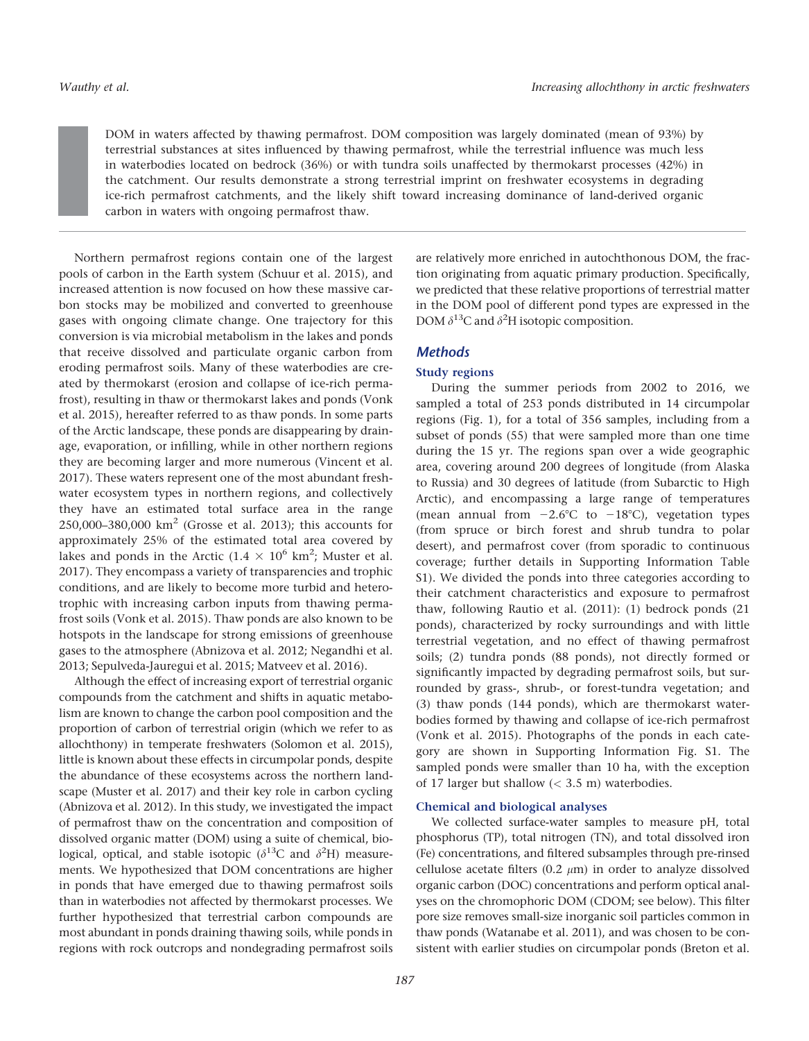DOM in waters affected by thawing permafrost. DOM composition was largely dominated (mean of 93%) by terrestrial substances at sites influenced by thawing permafrost, while the terrestrial influence was much less in waterbodies located on bedrock (36%) or with tundra soils unaffected by thermokarst processes (42%) in the catchment. Our results demonstrate a strong terrestrial imprint on freshwater ecosystems in degrading ice-rich permafrost catchments, and the likely shift toward increasing dominance of land-derived organic carbon in waters with ongoing permafrost thaw.

Northern permafrost regions contain one of the largest pools of carbon in the Earth system (Schuur et al. 2015), and increased attention is now focused on how these massive carbon stocks may be mobilized and converted to greenhouse gases with ongoing climate change. One trajectory for this conversion is via microbial metabolism in the lakes and ponds that receive dissolved and particulate organic carbon from eroding permafrost soils. Many of these waterbodies are created by thermokarst (erosion and collapse of ice-rich permafrost), resulting in thaw or thermokarst lakes and ponds (Vonk et al. 2015), hereafter referred to as thaw ponds. In some parts of the Arctic landscape, these ponds are disappearing by drainage, evaporation, or infilling, while in other northern regions they are becoming larger and more numerous (Vincent et al. 2017). These waters represent one of the most abundant freshwater ecosystem types in northern regions, and collectively they have an estimated total surface area in the range 250,000–380,000 km$^2$ (Grosse et al. 2013); this accounts for approximately 25% of the estimated total area covered by lakes and ponds in the Arctic ($1.4 \times 10^6$ km$^2$; Muster et al. 2017). They encompass a variety of transparencies and trophic conditions, and are likely to become more turbid and heterotrophic with increasing carbon inputs from thawing permafrost soils (Vonk et al. 2015). Thaw ponds are also known to be hotspots in the landscape for strong emissions of greenhouse gases to the atmosphere (Abnizova et al. 2012; Negandhi et al. 2013; Sepulveda-Jauregui et al. 2015; Matveev et al. 2016).

Although the effect of increasing export of terrestrial organic compounds from the catchment and shifts in aquatic metabolism are known to change the carbon pool composition and the proportion of carbon of terrestrial origin (which we refer to as allochthony) in temperate freshwaters (Solomon et al. 2015), little is known about these effects in circumpolar ponds, despite the abundance of these ecosystems across the northern landscape (Muster et al. 2017) and their key role in carbon cycling (Abnizova et al. 2012). In this study, we investigated the impact of permafrost thaw on the concentration and composition of dissolved organic matter (DOM) using a suite of chemical, biological, optical, and stable isotopic ($\delta^{13}$C and $\delta^{2}$H) measurements. We hypothesized that DOM concentrations are higher in ponds that have emerged due to thawing permafrost soils than in waterbodies not affected by thermokarst processes. We further hypothesized that terrestrial carbon compounds are most abundant in ponds draining thawing soils, while ponds in regions with rock outcrops and nondegrading permafrost soils are relatively more enriched in autochthonous DOM, the fraction originating from aquatic primary production. Specifically, we predicted that these relative proportions of terrestrial matter in the DOM pool of different pond types are expressed in the DOM $\delta^{13}$C and $\delta^{2}$H isotopic composition.

## Methods

### Study regions

During the summer periods from 2002 to 2016, we sampled a total of 253 ponds distributed in 14 circumpolar regions (Fig. 1), for a total of 356 samples, including from a subset of ponds (55) that were sampled more than one time during the 15 yr. The regions span over a wide geographic area, covering around 200 degrees of longitude (from Alaska to Russia) and 30 degrees of latitude (from Subarctic to High Arctic), and encompassing a large range of temperatures (mean annual from −2.6°C to −18°C), vegetation types (from spruce or birch forest and shrub tundra to polar desert), and permafrost cover (from sporadic to continuous coverage; further details in Supporting Information Table S1). We divided the ponds into three categories according to their catchment characteristics and exposure to permafrost thaw, following Rautio et al. (2011): (1) bedrock ponds (21 ponds), characterized by rocky surroundings and with little terrestrial vegetation, and no effect of thawing permafrost soils; (2) tundra ponds (88 ponds), not directly formed or significantly impacted by degrading permafrost soils, but surrounded by grass-, shrub-, or forest-tundra vegetation; and (3) thaw ponds (144 ponds), which are thermokarst waterbodies formed by thawing and collapse of ice-rich permafrost (Vonk et al. 2015). Photographs of the ponds in each category are shown in Supporting Information Fig. S1. The sampled ponds were smaller than 10 ha, with the exception of 17 larger but shallow (< 3.5 m) waterbodies.

### Chemical and biological analyses

We collected surface-water samples to measure pH, total phosphorus (TP), total nitrogen (TN), and total dissolved iron (Fe) concentrations, and filtered subsamples through pre-rinsed cellulose acetate filters (0.2 $\mu$m) in order to analyze dissolved organic carbon (DOC) concentrations and perform optical analyses on the chromophoric DOM (CDOM; see below). This filter pore size removes small-size inorganic soil particles common in thaw ponds (Watanabe et al. 2011), and was chosen to be consistent with earlier studies on circumpolar ponds (Breton et al.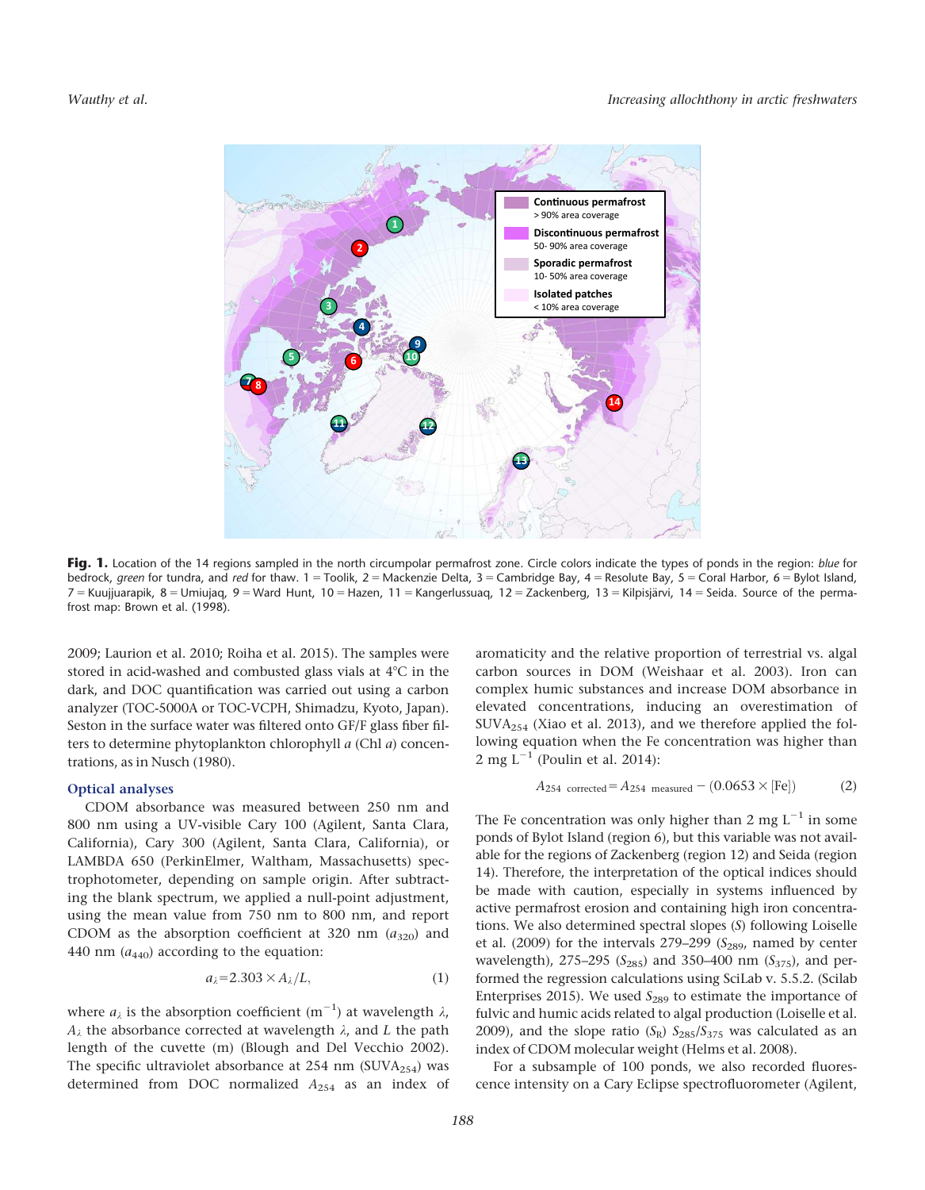**Fig. 1.** Location of the 14 regions sampled in the north circumpolar permafrost zone. Circle colors indicate the types of ponds in the region: *blue* for bedrock, *green* for tundra, and *red* for thaw. 1 = Toolik, 2 = Mackenzie Delta, 3 = Cambridge Bay, 4 = Resolute Bay, 5 = Coral Harbor, 6 = Bylot Island, 7 = Kuujjuarapik, 8 = Umiujaq, 9 = Ward Hunt, 10 = Hazen, 11 = Kangerlussuaq, 12 = Zackenberg, 13 = Kilpisjärvi, 14 = Seida. Source of the permafrost map: Brown et al. (1998).

2009; Laurion et al. 2010; Roiha et al. 2015). The samples were stored in acid-washed and combusted glass vials at 4°C in the dark, and DOC quantification was carried out using a carbon analyzer (TOC-5000A or TOC-VCPH, Shimadzu, Kyoto, Japan). Seston in the surface water was filtered onto GF/F glass fiber filters to determine phytoplankton chlorophyll *a* (Chl *a*) concentrations, as in Nusch (1980).

## Optical analyses

CDOM absorbance was measured between 250 nm and 800 nm using a UV-visible Cary 100 (Agilent, Santa Clara, California), Cary 300 (Agilent, Santa Clara, California), or LAMBDA 650 (PerkinElmer, Waltham, Massachusetts) spectrophotometer, depending on sample origin. After subtracting the blank spectrum, we applied a null-point adjustment, using the mean value from 750 nm to 800 nm, and report CDOM as the absorption coefficient at 320 nm ($a_{320}$) and 440 nm ($a_{440}$) according to the equation:

$$a_\lambda = 2.303 \times A_\lambda / L, \tag{1}$$

where $a_\lambda$ is the absorption coefficient ($m^{-1}$) at wavelength $\lambda$, $A_\lambda$ the absorbance corrected at wavelength $\lambda$, and $L$ the path length of the cuvette (m) (Blough and Del Vecchio 2002). The specific ultraviolet absorbance at 254 nm ($SUVA_{254}$) was determined from DOC normalized $A_{254}$ as an index of aromaticity and the relative proportion of terrestrial vs. algal carbon sources in DOM (Weishaar et al. 2003). Iron can complex humic substances and increase DOM absorbance in elevated concentrations, inducing an overestimation of $SUVA_{254}$ (Xiao et al. 2013), and we therefore applied the following equation when the Fe concentration was higher than 2 mg $L^{-1}$ (Poulin et al. 2014):

$$A_{254\ \text{corrected}} = A_{254\ \text{measured}} - (0.0653 \times [\text{Fe}]) \tag{2}$$

The Fe concentration was only higher than 2 mg $L^{-1}$ in some ponds of Bylot Island (region 6), but this variable was not available for the regions of Zackenberg (region 12) and Seida (region 14). Therefore, the interpretation of the optical indices should be made with caution, especially in systems influenced by active permafrost erosion and containing high iron concentrations. We also determined spectral slopes ($S$) following Loiselle et al. (2009) for the intervals 279–299 ($S_{289}$, named by center wavelength), 275–295 ($S_{285}$) and 350–400 nm ($S_{375}$), and performed the regression calculations using SciLab v. 5.5.2. (Scilab Enterprises 2015). We used $S_{289}$ to estimate the importance of fulvic and humic acids related to algal production (Loiselle et al. 2009), and the slope ratio ($S_R$) $S_{285}/S_{375}$ was calculated as an index of CDOM molecular weight (Helms et al. 2008).

For a subsample of 100 ponds, we also recorded fluorescence intensity on a Cary Eclipse spectrofluorometer (Agilent,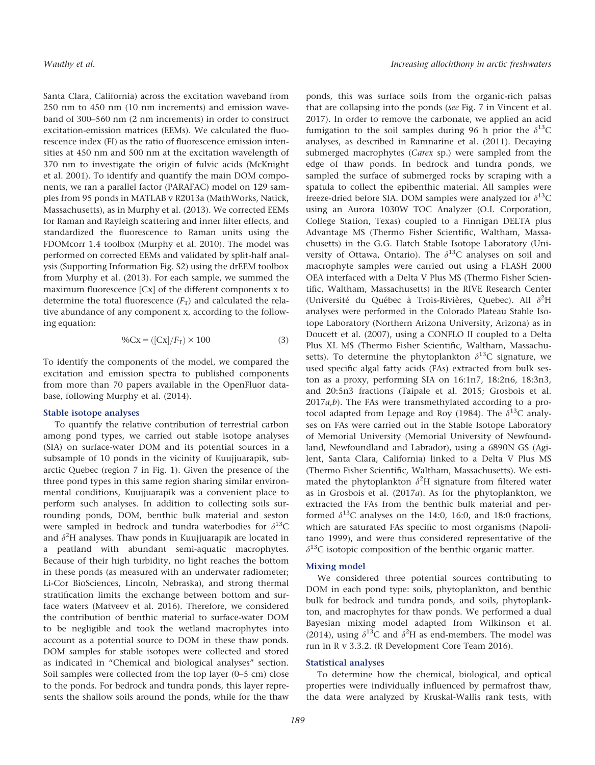Santa Clara, California) across the excitation waveband from 250 nm to 450 nm (10 nm increments) and emission waveband of 300–560 nm (2 nm increments) in order to construct excitation-emission matrices (EEMs). We calculated the fluorescence index (FI) as the ratio of fluorescence emission intensities at 450 nm and 500 nm at the excitation wavelength of 370 nm to investigate the origin of fulvic acids (McKnight et al. 2001). To identify and quantify the main DOM components, we ran a parallel factor (PARAFAC) model on 129 samples from 95 ponds in MATLAB v R2013a (MathWorks, Natick, Massachusetts), as in Murphy et al. (2013). We corrected EEMs for Raman and Rayleigh scattering and inner filter effects, and standardized the fluorescence to Raman units using the FDOMcorr 1.4 toolbox (Murphy et al. 2010). The model was performed on corrected EEMs and validated by split-half analysis (Supporting Information Fig. S2) using the drEEM toolbox from Murphy et al. (2013). For each sample, we summed the maximum fluorescence [Cx] of the different components x to determine the total fluorescence ($F_T$) and calculated the relative abundance of any component x, according to the following equation:

$$\%\mathrm{Cx} = ([\mathrm{Cx}]/F_T) \times 100 \tag{3}$$

To identify the components of the model, we compared the excitation and emission spectra to published components from more than 70 papers available in the OpenFluor database, following Murphy et al. (2014).

### Stable isotope analyses

To quantify the relative contribution of terrestrial carbon among pond types, we carried out stable isotope analyses (SIA) on surface-water DOM and its potential sources in a subsample of 10 ponds in the vicinity of Kuujjuarapik, subarctic Quebec (region 7 in Fig. 1). Given the presence of the three pond types in this same region sharing similar environmental conditions, Kuujjuarapik was a convenient place to perform such analyses. In addition to collecting soils surrounding ponds, DOM, benthic bulk material and seston were sampled in bedrock and tundra waterbodies for $\delta^{13}$C and $\delta^{2}$H analyses. Thaw ponds in Kuujjuarapik are located in a peatland with abundant semi-aquatic macrophytes. Because of their high turbidity, no light reaches the bottom in these ponds (as measured with an underwater radiometer; Li-Cor BioSciences, Lincoln, Nebraska), and strong thermal stratification limits the exchange between bottom and surface waters (Matveev et al. 2016). Therefore, we considered the contribution of benthic material to surface-water DOM to be negligible and took the wetland macrophytes into account as a potential source to DOM in these thaw ponds. DOM samples for stable isotopes were collected and stored as indicated in "Chemical and biological analyses" section. Soil samples were collected from the top layer (0–5 cm) close to the ponds. For bedrock and tundra ponds, this layer represents the shallow soils around the ponds, while for the thaw ponds, this was surface soils from the organic-rich palsas that are collapsing into the ponds (*see* Fig. 7 in Vincent et al. 2017). In order to remove the carbonate, we applied an acid fumigation to the soil samples during 96 h prior the $\delta^{13}$C analyses, as described in Ramnarine et al. (2011). Decaying submerged macrophytes (*Carex* sp.) were sampled from the edge of thaw ponds. In bedrock and tundra ponds, we sampled the surface of submerged rocks by scraping with a spatula to collect the epibenthic material. All samples were freeze-dried before SIA. DOM samples were analyzed for $\delta^{13}$C using an Aurora 1030W TOC Analyzer (O.I. Corporation, College Station, Texas) coupled to a Finnigan DELTA plus Advantage MS (Thermo Fisher Scientific, Waltham, Massachusetts) in the G.G. Hatch Stable Isotope Laboratory (University of Ottawa, Ontario). The $\delta^{13}$C analyses on soil and macrophyte samples were carried out using a FLASH 2000 OEA interfaced with a Delta V Plus MS (Thermo Fisher Scientific, Waltham, Massachusetts) in the RIVE Research Center (Université du Québec à Trois-Rivières, Quebec). All $\delta^{2}$H analyses were performed in the Colorado Plateau Stable Isotope Laboratory (Northern Arizona University, Arizona) as in Doucett et al. (2007), using a CONFLO II coupled to a Delta Plus XL MS (Thermo Fisher Scientific, Waltham, Massachusetts). To determine the phytoplankton $\delta^{13}$C signature, we used specific algal fatty acids (FAs) extracted from bulk seston as a proxy, performing SIA on 16:1n7, 18:2n6, 18:3n3, and 20:5n3 fractions (Taipale et al. 2015; Grosbois et al. 2017*a*,*b*). The FAs were transmethylated according to a protocol adapted from Lepage and Roy (1984). The $\delta^{13}$C analyses on FAs were carried out in the Stable Isotope Laboratory of Memorial University (Memorial University of Newfoundland, Newfoundland and Labrador), using a 6890N GS (Agilent, Santa Clara, California) linked to a Delta V Plus MS (Thermo Fisher Scientific, Waltham, Massachusetts). We estimated the phytoplankton $\delta^{2}$H signature from filtered water as in Grosbois et al. (2017*a*). As for the phytoplankton, we extracted the FAs from the benthic bulk material and performed $\delta^{13}$C analyses on the 14:0, 16:0, and 18:0 fractions, which are saturated FAs specific to most organisms (Napolitano 1999), and were thus considered representative of the $\delta^{13}$C isotopic composition of the benthic organic matter.

### Mixing model

We considered three potential sources contributing to DOM in each pond type: soils, phytoplankton, and benthic bulk for bedrock and tundra ponds, and soils, phytoplankton, and macrophytes for thaw ponds. We performed a dual Bayesian mixing model adapted from Wilkinson et al. (2014), using $\delta^{13}$C and $\delta^{2}$H as end-members. The model was run in R v 3.3.2. (R Development Core Team 2016).

### Statistical analyses

To determine how the chemical, biological, and optical properties were individually influenced by permafrost thaw, the data were analyzed by Kruskal-Wallis rank tests, with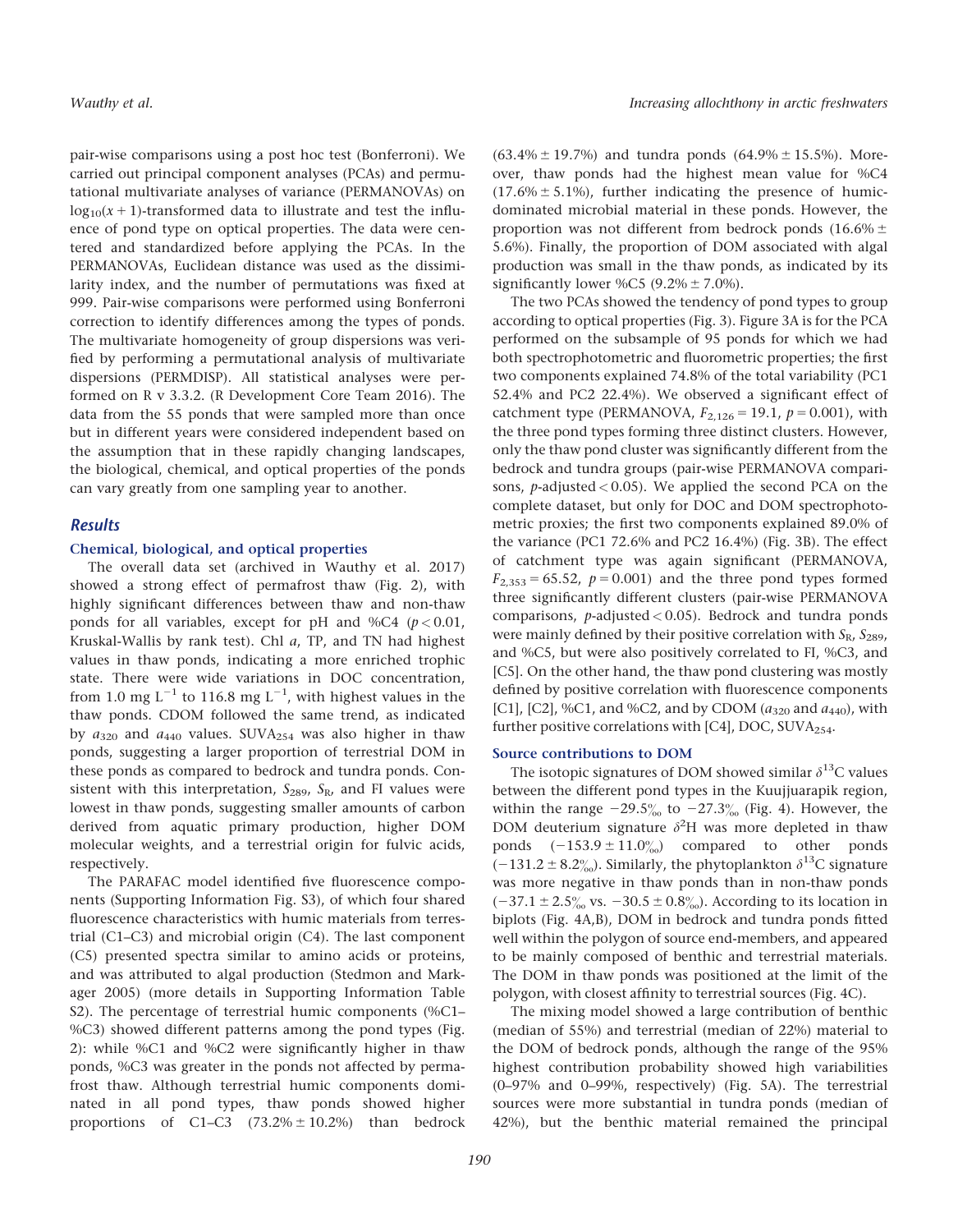pair-wise comparisons using a post hoc test (Bonferroni). We carried out principal component analyses (PCAs) and permutational multivariate analyses of variance (PERMANOVAs) on $\log_{10}(x + 1)$-transformed data to illustrate and test the influence of pond type on optical properties. The data were centered and standardized before applying the PCAs. In the PERMANOVAs, Euclidean distance was used as the dissimilarity index, and the number of permutations was fixed at 999. Pair-wise comparisons were performed using Bonferroni correction to identify differences among the types of ponds. The multivariate homogeneity of group dispersions was verified by performing a permutational analysis of multivariate dispersions (PERMDISP). All statistical analyses were performed on R v 3.3.2. (R Development Core Team 2016). The data from the 55 ponds that were sampled more than once but in different years were considered independent based on the assumption that in these rapidly changing landscapes, the biological, chemical, and optical properties of the ponds can vary greatly from one sampling year to another.

## Results

### Chemical, biological, and optical properties

The overall data set (archived in Wauthy et al. 2017) showed a strong effect of permafrost thaw (Fig. 2), with highly significant differences between thaw and non-thaw ponds for all variables, except for pH and %C4 ($p < 0.01$, Kruskal-Wallis by rank test). Chl *a*, TP, and TN had highest values in thaw ponds, indicating a more enriched trophic state. There were wide variations in DOC concentration, from 1.0 mg $L^{-1}$ to 116.8 mg $L^{-1}$, with highest values in the thaw ponds. CDOM followed the same trend, as indicated by $a_{320}$ and $a_{440}$ values. $SUVA_{254}$ was also higher in thaw ponds, suggesting a larger proportion of terrestrial DOM in these ponds as compared to bedrock and tundra ponds. Consistent with this interpretation, $S_{289}$, $S_R$, and FI values were lowest in thaw ponds, suggesting smaller amounts of carbon derived from aquatic primary production, higher DOM molecular weights, and a terrestrial origin for fulvic acids, respectively.

The PARAFAC model identified five fluorescence components (Supporting Information Fig. S3), of which four shared fluorescence characteristics with humic materials from terrestrial (C1–C3) and microbial origin (C4). The last component (C5) presented spectra similar to amino acids or proteins, and was attributed to algal production (Stedmon and Markager 2005) (more details in Supporting Information Table S2). The percentage of terrestrial humic components (%C1–%C3) showed different patterns among the pond types (Fig. 2): while %C1 and %C2 were significantly higher in thaw ponds, %C3 was greater in the ponds not affected by permafrost thaw. Although terrestrial humic components dominated in all pond types, thaw ponds showed higher proportions of C1–C3 ($73.2\% \pm 10.2\%$) than bedrock ($63.4\% \pm 19.7\%$) and tundra ponds ($64.9\% \pm 15.5\%$). Moreover, thaw ponds had the highest mean value for %C4 ($17.6\% \pm 5.1\%$), further indicating the presence of humic-dominated microbial material in these ponds. However, the proportion was not different from bedrock ponds ($16.6\% \pm 5.6\%$). Finally, the proportion of DOM associated with algal production was small in the thaw ponds, as indicated by its significantly lower %C5 ($9.2\% \pm 7.0\%$).

The two PCAs showed the tendency of pond types to group according to optical properties (Fig. 3). Figure 3A is for the PCA performed on the subsample of 95 ponds for which we had both spectrophotometric and fluorometric properties; the first two components explained 74.8% of the total variability (PC1 52.4% and PC2 22.4%). We observed a significant effect of catchment type (PERMANOVA, $F_{2,126} = 19.1$, $p = 0.001$), with the three pond types forming three distinct clusters. However, only the thaw pond cluster was significantly different from the bedrock and tundra groups (pair-wise PERMANOVA comparisons, *p*-adjusted $< 0.05$). We applied the second PCA on the complete dataset, but only for DOC and DOM spectrophotometric proxies; the first two components explained 89.0% of the variance (PC1 72.6% and PC2 16.4%) (Fig. 3B). The effect of catchment type was again significant (PERMANOVA, $F_{2,353} = 65.52$, $p = 0.001$) and the three pond types formed three significantly different clusters (pair-wise PERMANOVA comparisons, *p*-adjusted $< 0.05$). Bedrock and tundra ponds were mainly defined by their positive correlation with $S_R$, $S_{289}$, and %C5, but were also positively correlated to FI, %C3, and [C5]. On the other hand, the thaw pond clustering was mostly defined by positive correlation with fluorescence components [C1], [C2], %C1, and %C2, and by CDOM ($a_{320}$ and $a_{440}$), with further positive correlations with [C4], DOC, $SUVA_{254}$.

### Source contributions to DOM

The isotopic signatures of DOM showed similar $\delta^{13}C$ values between the different pond types in the Kuujjuarapik region, within the range −29.5‰ to −27.3‰ (Fig. 4). However, the DOM deuterium signature $\delta^{2}H$ was more depleted in thaw ponds (−153.9 ± 11.0‰) compared to other ponds (−131.2 ± 8.2‰). Similarly, the phytoplankton $\delta^{13}C$ signature was more negative in thaw ponds than in non-thaw ponds (−37.1 ± 2.5‰ vs. −30.5 ± 0.8‰). According to its location in biplots (Fig. 4A,B), DOM in bedrock and tundra ponds fitted well within the polygon of source end-members, and appeared to be mainly composed of benthic and terrestrial materials. The DOM in thaw ponds was positioned at the limit of the polygon, with closest affinity to terrestrial sources (Fig. 4C).

The mixing model showed a large contribution of benthic (median of 55%) and terrestrial (median of 22%) material to the DOM of bedrock ponds, although the range of the 95% highest contribution probability showed high variabilities (0–97% and 0–99%, respectively) (Fig. 5A). The terrestrial sources were more substantial in tundra ponds (median of 42%), but the benthic material remained the principal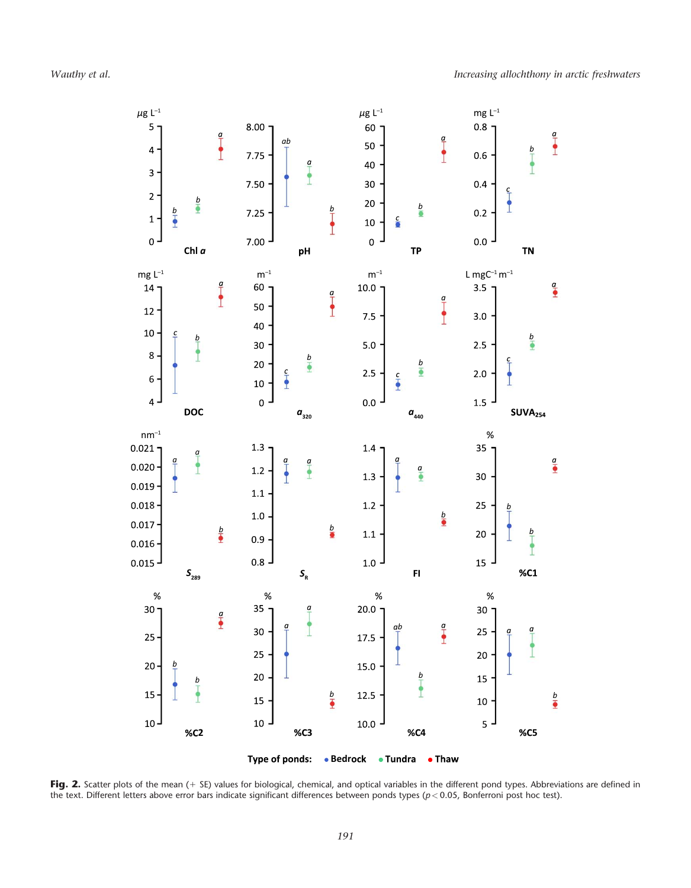**Fig. 2.** Scatter plots of the mean (+ SE) values for biological, chemical, and optical variables in the different pond types. Abbreviations are defined in the text. Different letters above error bars indicate significant differences between ponds types ($p < 0.05$, Bonferroni post hoc test).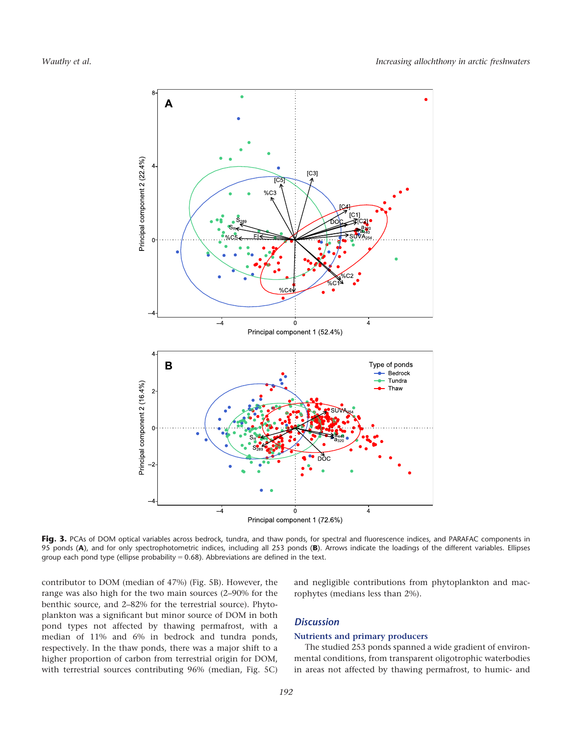**Fig. 3.** PCAs of DOM optical variables across bedrock, tundra, and thaw ponds, for spectral and fluorescence indices, and PARAFAC components in 95 ponds (**A**), and for only spectrophotometric indices, including all 253 ponds (**B**). Arrows indicate the loadings of the different variables. Ellipses group each pond type (ellipse probability = 0.68). Abbreviations are defined in the text.

contributor to DOM (median of 47%) (Fig. 5B). However, the range was also high for the two main sources (2–90% for the benthic source, and 2–82% for the terrestrial source). Phytoplankton was a significant but minor source of DOM in both pond types not affected by thawing permafrost, with a median of 11% and 6% in bedrock and tundra ponds, respectively. In the thaw ponds, there was a major shift to a higher proportion of carbon from terrestrial origin for DOM, with terrestrial sources contributing 96% (median, Fig. 5C) and negligible contributions from phytoplankton and macrophytes (medians less than 2%).

## Discussion

### Nutrients and primary producers

The studied 253 ponds spanned a wide gradient of environmental conditions, from transparent oligotrophic waterbodies in areas not affected by thawing permafrost, to humic- and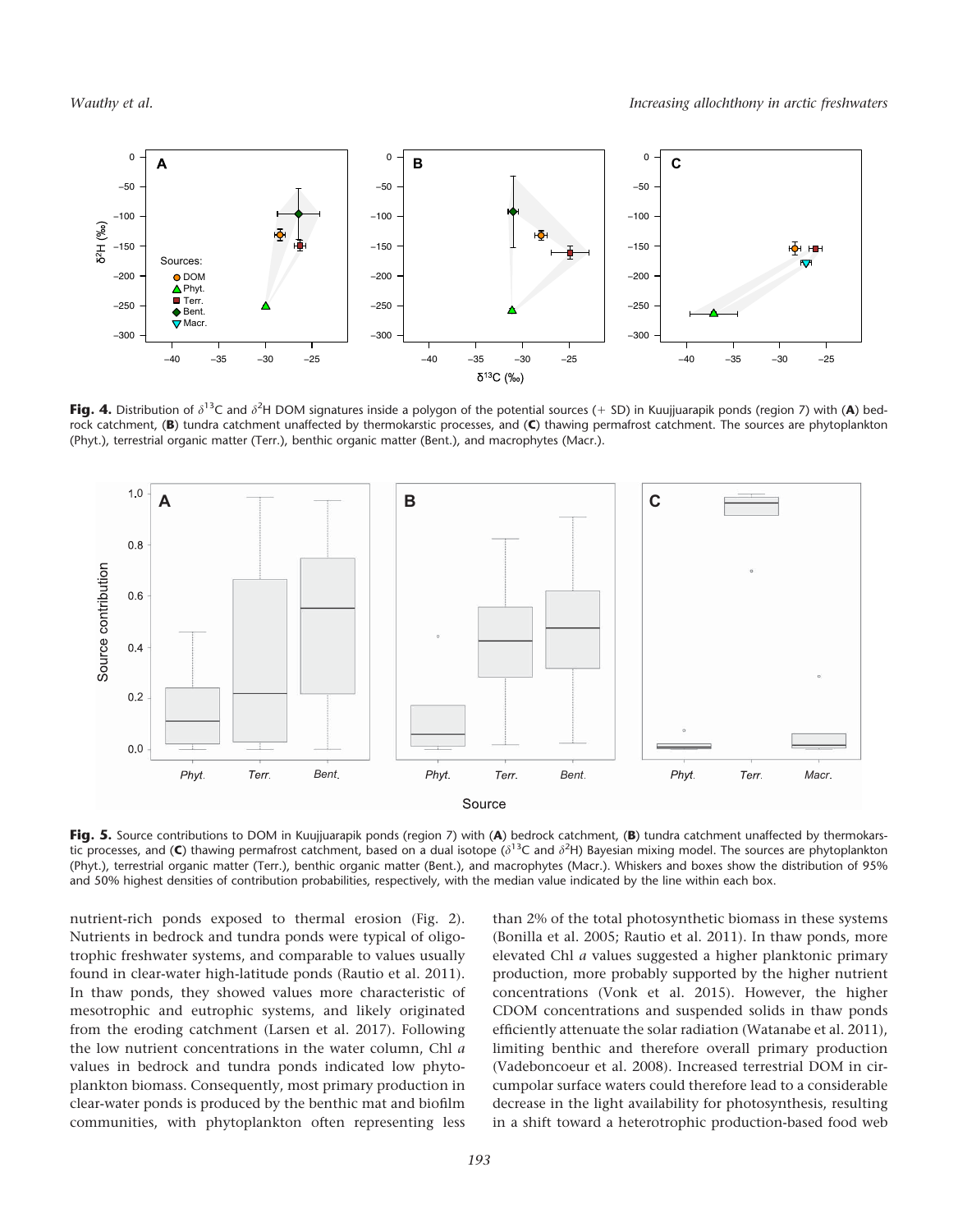**Fig. 4.** Distribution of $\delta^{13}C$ and $\delta^{2}H$ DOM signatures inside a polygon of the potential sources (+ SD) in Kuujjuarapik ponds (region 7) with (**A**) bedrock catchment, (**B**) tundra catchment unaffected by thermokarstic processes, and (**C**) thawing permafrost catchment. The sources are phytoplankton (Phyt.), terrestrial organic matter (Terr.), benthic organic matter (Bent.), and macrophytes (Macr.).

**Fig. 5.** Source contributions to DOM in Kuujjuarapik ponds (region 7) with (**A**) bedrock catchment, (**B**) tundra catchment unaffected by thermokarstic processes, and (**C**) thawing permafrost catchment, based on a dual isotope ($\delta^{13}C$ and $\delta^{2}H$) Bayesian mixing model. The sources are phytoplankton (Phyt.), terrestrial organic matter (Terr.), benthic organic matter (Bent.), and macrophytes (Macr.). Whiskers and boxes show the distribution of 95% and 50% highest densities of contribution probabilities, respectively, with the median value indicated by the line within each box.

nutrient-rich ponds exposed to thermal erosion (Fig. 2). Nutrients in bedrock and tundra ponds were typical of oligotrophic freshwater systems, and comparable to values usually found in clear-water high-latitude ponds (Rautio et al. 2011). In thaw ponds, they showed values more characteristic of mesotrophic and eutrophic systems, and likely originated from the eroding catchment (Larsen et al. 2017). Following the low nutrient concentrations in the water column, Chl *a* values in bedrock and tundra ponds indicated low phytoplankton biomass. Consequently, most primary production in clear-water ponds is produced by the benthic mat and biofilm communities, with phytoplankton often representing less than 2% of the total photosynthetic biomass in these systems (Bonilla et al. 2005; Rautio et al. 2011). In thaw ponds, more elevated Chl *a* values suggested a higher planktonic primary production, more probably supported by the higher nutrient concentrations (Vonk et al. 2015). However, the higher CDOM concentrations and suspended solids in thaw ponds efficiently attenuate the solar radiation (Watanabe et al. 2011), limiting benthic and therefore overall primary production (Vadeboncoeur et al. 2008). Increased terrestrial DOM in circumpolar surface waters could therefore lead to a considerable decrease in the light availability for photosynthesis, resulting in a shift toward a heterotrophic production-based food web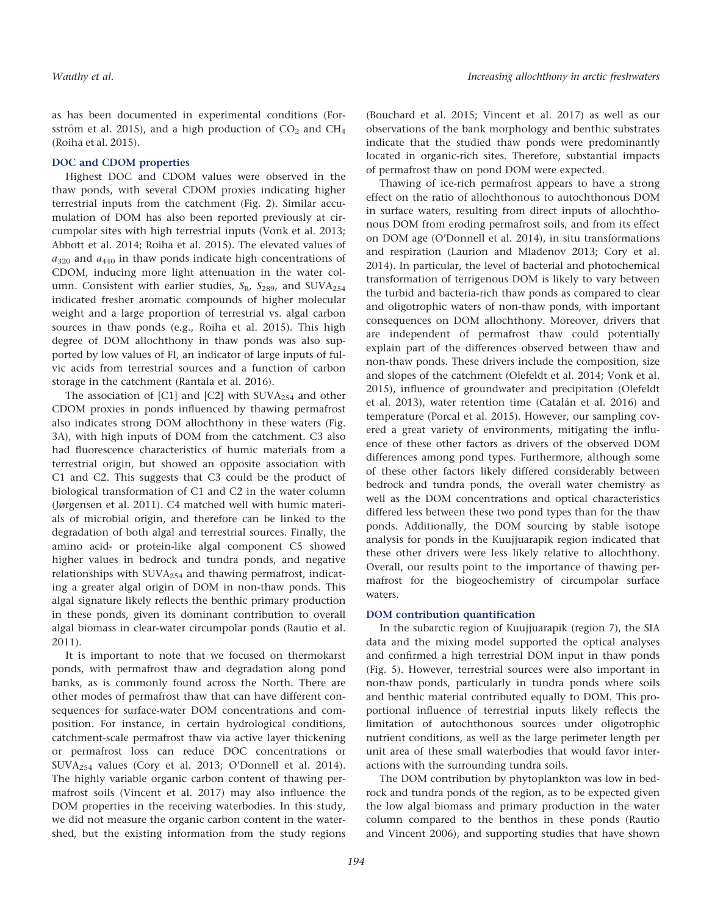as has been documented in experimental conditions (Forsström et al. 2015), and a high production of $CO_2$ and $CH_4$ (Roiha et al. 2015).

### DOC and CDOM properties

Highest DOC and CDOM values were observed in the thaw ponds, with several CDOM proxies indicating higher terrestrial inputs from the catchment (Fig. 2). Similar accumulation of DOM has also been reported previously at circumpolar sites with high terrestrial inputs (Vonk et al. 2013; Abbott et al. 2014; Roiha et al. 2015). The elevated values of $a_{320}$ and $a_{440}$ in thaw ponds indicate high concentrations of CDOM, inducing more light attenuation in the water column. Consistent with earlier studies, $S_R$, $S_{289}$, and $SUVA_{254}$ indicated fresher aromatic compounds of higher molecular weight and a large proportion of terrestrial vs. algal carbon sources in thaw ponds (e.g., Roiha et al. 2015). This high degree of DOM allochthony in thaw ponds was also supported by low values of FI, an indicator of large inputs of fulvic acids from terrestrial sources and a function of carbon storage in the catchment (Rantala et al. 2016).

The association of [C1] and [C2] with $SUVA_{254}$ and other CDOM proxies in ponds influenced by thawing permafrost also indicates strong DOM allochthony in these waters (Fig. 3A), with high inputs of DOM from the catchment. C3 also had fluorescence characteristics of humic materials from a terrestrial origin, but showed an opposite association with C1 and C2. This suggests that C3 could be the product of biological transformation of C1 and C2 in the water column (Jørgensen et al. 2011). C4 matched well with humic materials of microbial origin, and therefore can be linked to the degradation of both algal and terrestrial sources. Finally, the amino acid- or protein-like algal component C5 showed higher values in bedrock and tundra ponds, and negative relationships with $SUVA_{254}$ and thawing permafrost, indicating a greater algal origin of DOM in non-thaw ponds. This algal signature likely reflects the benthic primary production in these ponds, given its dominant contribution to overall algal biomass in clear-water circumpolar ponds (Rautio et al. 2011).

It is important to note that we focused on thermokarst ponds, with permafrost thaw and degradation along pond banks, as is commonly found across the North. There are other modes of permafrost thaw that can have different consequences for surface-water DOM concentrations and composition. For instance, in certain hydrological conditions, catchment-scale permafrost thaw via active layer thickening or permafrost loss can reduce DOC concentrations or $SUVA_{254}$ values (Cory et al. 2013; O'Donnell et al. 2014). The highly variable organic carbon content of thawing permafrost soils (Vincent et al. 2017) may also influence the DOM properties in the receiving waterbodies. In this study, we did not measure the organic carbon content in the watershed, but the existing information from the study regions (Bouchard et al. 2015; Vincent et al. 2017) as well as our observations of the bank morphology and benthic substrates indicate that the studied thaw ponds were predominantly located in organic-rich sites. Therefore, substantial impacts of permafrost thaw on pond DOM were expected.

Thawing of ice-rich permafrost appears to have a strong effect on the ratio of allochthonous to autochthonous DOM in surface waters, resulting from direct inputs of allochthonous DOM from eroding permafrost soils, and from its effect on DOM age (O'Donnell et al. 2014), in situ transformations and respiration (Laurion and Mladenov 2013; Cory et al. 2014). In particular, the level of bacterial and photochemical transformation of terrigenous DOM is likely to vary between the turbid and bacteria-rich thaw ponds as compared to clear and oligotrophic waters of non-thaw ponds, with important consequences on DOM allochthony. Moreover, drivers that are independent of permafrost thaw could potentially explain part of the differences observed between thaw and non-thaw ponds. These drivers include the composition, size and slopes of the catchment (Olefeldt et al. 2014; Vonk et al. 2015), influence of groundwater and precipitation (Olefeldt et al. 2013), water retention time (Catalán et al. 2016) and temperature (Porcal et al. 2015). However, our sampling covered a great variety of environments, mitigating the influence of these other factors as drivers of the observed DOM differences among pond types. Furthermore, although some of these other factors likely differed considerably between bedrock and tundra ponds, the overall water chemistry as well as the DOM concentrations and optical characteristics differed less between these two pond types than for the thaw ponds. Additionally, the DOM sourcing by stable isotope analysis for ponds in the Kuujjuarapik region indicated that these other drivers were less likely relative to allochthony. Overall, our results point to the importance of thawing permafrost for the biogeochemistry of circumpolar surface waters.

### DOM contribution quantification

In the subarctic region of Kuujjuarapik (region 7), the SIA data and the mixing model supported the optical analyses and confirmed a high terrestrial DOM input in thaw ponds (Fig. 5). However, terrestrial sources were also important in non-thaw ponds, particularly in tundra ponds where soils and benthic material contributed equally to DOM. This proportional influence of terrestrial inputs likely reflects the limitation of autochthonous sources under oligotrophic nutrient conditions, as well as the large perimeter length per unit area of these small waterbodies that would favor interactions with the surrounding tundra soils.

The DOM contribution by phytoplankton was low in bedrock and tundra ponds of the region, as to be expected given the low algal biomass and primary production in the water column compared to the benthos in these ponds (Rautio and Vincent 2006), and supporting studies that have shown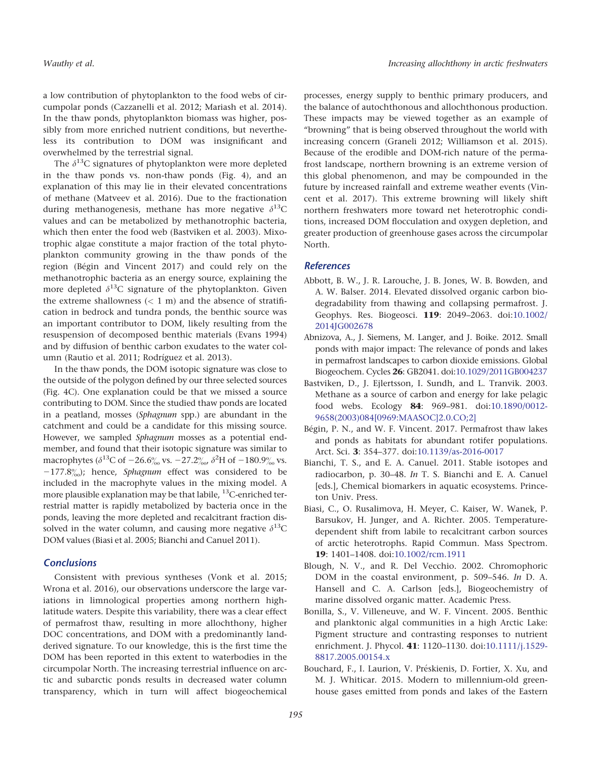a low contribution of phytoplankton to the food webs of circumpolar ponds (Cazzanelli et al. 2012; Mariash et al. 2014). In the thaw ponds, phytoplankton biomass was higher, possibly from more enriched nutrient conditions, but nevertheless its contribution to DOM was insignificant and overwhelmed by the terrestrial signal.

The $\delta^{13}$C signatures of phytoplankton were more depleted in the thaw ponds vs. non-thaw ponds (Fig. 4), and an explanation of this may lie in their elevated concentrations of methane (Matveev et al. 2016). Due to the fractionation during methanogenesis, methane has more negative $\delta^{13}$C values and can be metabolized by methanotrophic bacteria, which then enter the food web (Bastviken et al. 2003). Mixotrophic algae constitute a major fraction of the total phytoplankton community growing in the thaw ponds of the region (Bégin and Vincent 2017) and could rely on the methanotrophic bacteria as an energy source, explaining the more depleted $\delta^{13}$C signature of the phytoplankton. Given the extreme shallowness ($< 1$ m) and the absence of stratification in bedrock and tundra ponds, the benthic source was an important contributor to DOM, likely resulting from the resuspension of decomposed benthic materials (Evans 1994) and by diffusion of benthic carbon exudates to the water column (Rautio et al. 2011; Rodríguez et al. 2013).

In the thaw ponds, the DOM isotopic signature was close to the outside of the polygon defined by our three selected sources (Fig. 4C). One explanation could be that we missed a source contributing to DOM. Since the studied thaw ponds are located in a peatland, mosses (*Sphagnum* spp.) are abundant in the catchment and could be a candidate for this missing source. However, we sampled *Sphagnum* mosses as a potential end-member, and found that their isotopic signature was similar to macrophytes ($\delta^{13}$C of −26.6‰ vs. −27.2‰, $\delta^{2}$H of −180.9‰ vs. −177.8‰); hence, *Sphagnum* effect was considered to be included in the macrophyte values in the mixing model. A more plausible explanation may be that labile, $^{13}$C-enriched terrestrial matter is rapidly metabolized by bacteria once in the ponds, leaving the more depleted and recalcitrant fraction dissolved in the water column, and causing more negative $\delta^{13}$C DOM values (Biasi et al. 2005; Bianchi and Canuel 2011).

## Conclusions

Consistent with previous syntheses (Vonk et al. 2015; Wrona et al. 2016), our observations underscore the large variations in limnological properties among northern high-latitude waters. Despite this variability, there was a clear effect of permafrost thaw, resulting in more allochthony, higher DOC concentrations, and DOM with a predominantly land-derived signature. To our knowledge, this is the first time the DOM has been reported in this extent to waterbodies in the circumpolar North. The increasing terrestrial influence on arctic and subarctic ponds results in decreased water column transparency, which in turn will affect biogeochemical processes, energy supply to benthic primary producers, and the balance of autochthonous and allochthonous production. These impacts may be viewed together as an example of "browning" that is being observed throughout the world with increasing concern (Graneli 2012; Williamson et al. 2015). Because of the erodible and DOM-rich nature of the permafrost landscape, northern browning is an extreme version of this global phenomenon, and may be compounded in the future by increased rainfall and extreme weather events (Vincent et al. 2017). This extreme browning will likely shift northern freshwaters more toward net heterotrophic conditions, increased DOM flocculation and oxygen depletion, and greater production of greenhouse gases across the circumpolar North.

## References

Abbott, B. W., J. R. Larouche, J. B. Jones, W. B. Bowden, and A. W. Balser. 2014. Elevated dissolved organic carbon biodegradability from thawing and collapsing permafrost. J. Geophys. Res. Biogeosci. **119**: 2049–2063. doi:10.1002/2014JG002678

Abnizova, A., J. Siemens, M. Langer, and J. Boike. 2012. Small ponds with major impact: The relevance of ponds and lakes in permafrost landscapes to carbon dioxide emissions. Global Biogeochem. Cycles **26**: GB2041. doi:10.1029/2011GB004237

Bastviken, D., J. Ejlertsson, I. Sundh, and L. Tranvik. 2003. Methane as a source of carbon and energy for lake pelagic food webs. Ecology **84**: 969–981. doi:10.1890/0012-9658(2003)084[0969:MAASOC]2.0.CO;2]

Bégin, P. N., and W. F. Vincent. 2017. Permafrost thaw lakes and ponds as habitats for abundant rotifer populations. Arct. Sci. **3**: 354–377. doi:10.1139/as-2016-0017

Bianchi, T. S., and E. A. Canuel. 2011. Stable isotopes and radiocarbon, p. 30–48. *In* T. S. Bianchi and E. A. Canuel [eds.], Chemical biomarkers in aquatic ecosystems. Princeton Univ. Press.

Biasi, C., O. Rusalimova, H. Meyer, C. Kaiser, W. Wanek, P. Barsukov, H. Junger, and A. Richter. 2005. Temperature-dependent shift from labile to recalcitrant carbon sources of arctic heterotrophs. Rapid Commun. Mass Spectrom. **19**: 1401–1408. doi:10.1002/rcm.1911

Blough, N. V., and R. Del Vecchio. 2002. Chromophoric DOM in the coastal environment, p. 509–546. *In* D. A. Hansell and C. A. Carlson [eds.], Biogeochemistry of marine dissolved organic matter. Academic Press.

Bonilla, S., V. Villeneuve, and W. F. Vincent. 2005. Benthic and planktonic algal communities in a high Arctic Lake: Pigment structure and contrasting responses to nutrient enrichment. J. Phycol. **41**: 1120–1130. doi:10.1111/j.1529-8817.2005.00154.x

Bouchard, F., I. Laurion, V. Préskienis, D. Fortier, X. Xu, and M. J. Whiticar. 2015. Modern to millennium-old greenhouse gases emitted from ponds and lakes of the Eastern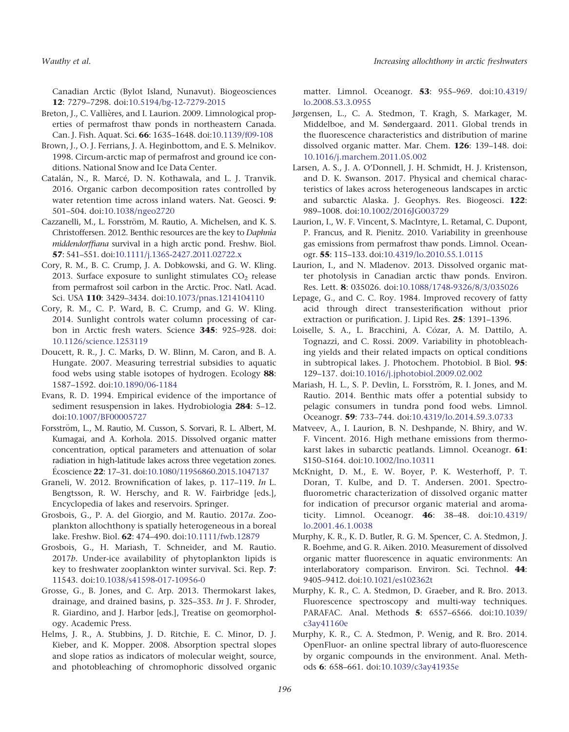Canadian Arctic (Bylot Island, Nunavut). Biogeosciences **12**: 7279–7298. doi:10.5194/bg-12-7279-2015

Breton, J., C. Vallières, and I. Laurion. 2009. Limnological properties of permafrost thaw ponds in northeastern Canada. Can. J. Fish. Aquat. Sci. **66**: 1635–1648. doi:10.1139/f09-108

Brown, J., O. J. Ferrians, J. A. Heginbottom, and E. S. Melnikov. 1998. Circum-arctic map of permafrost and ground ice conditions. National Snow and Ice Data Center.

Catalán, N., R. Marcé, D. N. Kothawala, and L. J. Tranvik. 2016. Organic carbon decomposition rates controlled by water retention time across inland waters. Nat. Geosci. **9**: 501–504. doi:10.1038/ngeo2720

Cazzanelli, M., L. Forsström, M. Rautio, A. Michelsen, and K. S. Christoffersen. 2012. Benthic resources are the key to *Daphnia middendorffiana* survival in a high arctic pond. Freshw. Biol. **57**: 541–551. doi:10.1111/j.1365-2427.2011.02722.x

Cory, R. M., B. C. Crump, J. A. Dobkowski, and G. W. Kling. 2013. Surface exposure to sunlight stimulates $CO_2$ release from permafrost soil carbon in the Arctic. Proc. Natl. Acad. Sci. USA **110**: 3429–3434. doi:10.1073/pnas.1214104110

Cory, R. M., C. P. Ward, B. C. Crump, and G. W. Kling. 2014. Sunlight controls water column processing of carbon in Arctic fresh waters. Science **345**: 925–928. doi:10.1126/science.1253119

Doucett, R. R., J. C. Marks, D. W. Blinn, M. Caron, and B. A. Hungate. 2007. Measuring terrestrial subsidies to aquatic food webs using stable isotopes of hydrogen. Ecology **88**: 1587–1592. doi:10.1890/06-1184

Evans, R. D. 1994. Empirical evidence of the importance of sediment resuspension in lakes. Hydrobiologia **284**: 5–12. doi:10.1007/BF00005727

Forsström, L., M. Rautio, M. Cusson, S. Sorvari, R. L. Albert, M. Kumagai, and A. Korhola. 2015. Dissolved organic matter concentration, optical parameters and attenuation of solar radiation in high-latitude lakes across three vegetation zones. Écoscience **22**: 17–31. doi:10.1080/11956860.2015.1047137

Graneli, W. 2012. Brownification of lakes, p. 117–119. *In* L. Bengtsson, R. W. Herschy, and R. W. Fairbridge [eds.], Encyclopedia of lakes and reservoirs. Springer.

Grosbois, G., P. A. del Giorgio, and M. Rautio. 2017*a*. Zooplankton allochthony is spatially heterogeneous in a boreal lake. Freshw. Biol. **62**: 474–490. doi:10.1111/fwb.12879

Grosbois, G., H. Mariash, T. Schneider, and M. Rautio. 2017*b*. Under-ice availability of phytoplankton lipids is key to freshwater zooplankton winter survival. Sci. Rep. **7**: 11543. doi:10.1038/s41598-017-10956-0

Grosse, G., B. Jones, and C. Arp. 2013. Thermokarst lakes, drainage, and drained basins, p. 325–353. *In* J. F. Shroder, R. Giardino, and J. Harbor [eds.], Treatise on geomorphology. Academic Press.

Helms, J. R., A. Stubbins, J. D. Ritchie, E. C. Minor, D. J. Kieber, and K. Mopper. 2008. Absorption spectral slopes and slope ratios as indicators of molecular weight, source, and photobleaching of chromophoric dissolved organic matter. Limnol. Oceanogr. **53**: 955–969. doi:10.4319/lo.2008.53.3.0955

Jørgensen, L., C. A. Stedmon, T. Kragh, S. Markager, M. Middelboe, and M. Søndergaard. 2011. Global trends in the fluorescence characteristics and distribution of marine dissolved organic matter. Mar. Chem. **126**: 139–148. doi:10.1016/j.marchem.2011.05.002

Larsen, A. S., J. A. O'Donnell, J. H. Schmidt, H. J. Kristenson, and D. K. Swanson. 2017. Physical and chemical characteristics of lakes across heterogeneous landscapes in arctic and subarctic Alaska. J. Geophys. Res. Biogeosci. **122**: 989–1008. doi:10.1002/2016JG003729

Laurion, I., W. F. Vincent, S. MacIntyre, L. Retamal, C. Dupont, P. Francus, and R. Pienitz. 2010. Variability in greenhouse gas emissions from permafrost thaw ponds. Limnol. Oceanogr. **55**: 115–133. doi:10.4319/lo.2010.55.1.0115

Laurion, I., and N. Mladenov. 2013. Dissolved organic matter photolysis in Canadian arctic thaw ponds. Environ. Res. Lett. **8**: 035026. doi:10.1088/1748-9326/8/3/035026

Lepage, G., and C. C. Roy. 1984. Improved recovery of fatty acid through direct transesterification without prior extraction or purification. J. Lipid Res. **25**: 1391–1396.

Loiselle, S. A., L. Bracchini, A. Cózar, A. M. Dattilo, A. Tognazzi, and C. Rossi. 2009. Variability in photobleaching yields and their related impacts on optical conditions in subtropical lakes. J. Photochem. Photobiol. B Biol. **95**: 129–137. doi:10.1016/j.jphotobiol.2009.02.002

Mariash, H. L., S. P. Devlin, L. Forsström, R. I. Jones, and M. Rautio. 2014. Benthic mats offer a potential subsidy to pelagic consumers in tundra pond food webs. Limnol. Oceanogr. **59**: 733–744. doi:10.4319/lo.2014.59.3.0733

Matveev, A., I. Laurion, B. N. Deshpande, N. Bhiry, and W. F. Vincent. 2016. High methane emissions from thermokarst lakes in subarctic peatlands. Limnol. Oceanogr. **61**: S150–S164. doi:10.1002/lno.10311

McKnight, D. M., E. W. Boyer, P. K. Westerhoff, P. T. Doran, T. Kulbe, and D. T. Andersen. 2001. Spectrofluorometric characterization of dissolved organic matter for indication of precursor organic material and aromaticity. Limnol. Oceanogr. **46**: 38–48. doi:10.4319/lo.2001.46.1.0038

Murphy, K. R., K. D. Butler, R. G. M. Spencer, C. A. Stedmon, J. R. Boehme, and G. R. Aiken. 2010. Measurement of dissolved organic matter fluorescence in aquatic environments: An interlaboratory comparison. Environ. Sci. Technol. **44**: 9405–9412. doi:10.1021/es102362t

Murphy, K. R., C. A. Stedmon, D. Graeber, and R. Bro. 2013. Fluorescence spectroscopy and multi-way techniques. PARAFAC. Anal. Methods **5**: 6557–6566. doi:10.1039/c3ay41160e

Murphy, K. R., C. A. Stedmon, P. Wenig, and R. Bro. 2014. OpenFluor- an online spectral library of auto-fluorescence by organic compounds in the environment. Anal. Methods **6**: 658–661. doi:10.1039/c3ay41935e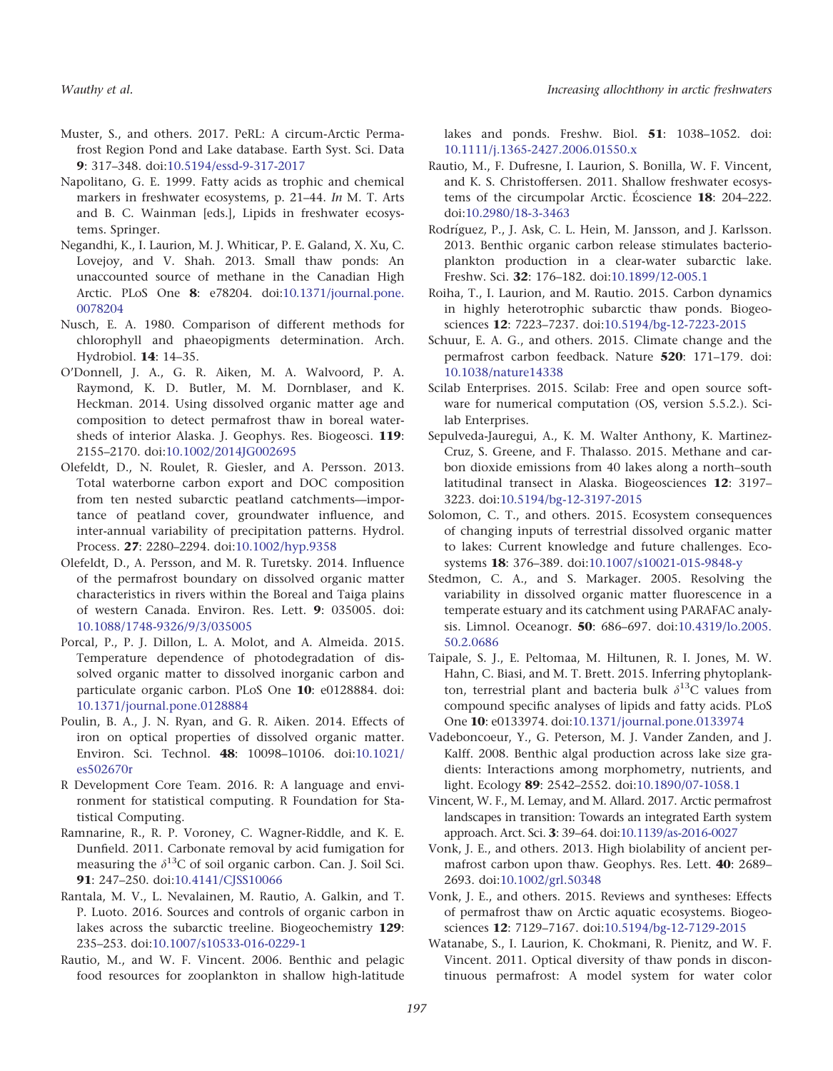Muster, S., and others. 2017. PeRL: A circum-Arctic Permafrost Region Pond and Lake database. Earth Syst. Sci. Data **9**: 317–348. doi:10.5194/essd-9-317-2017

Napolitano, G. E. 1999. Fatty acids as trophic and chemical markers in freshwater ecosystems, p. 21–44. *In* M. T. Arts and B. C. Wainman [eds.], Lipids in freshwater ecosystems. Springer.

Negandhi, K., I. Laurion, M. J. Whiticar, P. E. Galand, X. Xu, C. Lovejoy, and V. Shah. 2013. Small thaw ponds: An unaccounted source of methane in the Canadian High Arctic. PLoS One **8**: e78204. doi:10.1371/journal.pone.0078204

Nusch, E. A. 1980. Comparison of different methods for chlorophyll and phaeopigments determination. Arch. Hydrobiol. **14**: 14–35.

O'Donnell, J. A., G. R. Aiken, M. A. Walvoord, P. A. Raymond, K. D. Butler, M. M. Dornblaser, and K. Heckman. 2014. Using dissolved organic matter age and composition to detect permafrost thaw in boreal watersheds of interior Alaska. J. Geophys. Res. Biogeosci. **119**: 2155–2170. doi:10.1002/2014JG002695

Olefeldt, D., N. Roulet, R. Giesler, and A. Persson. 2013. Total waterborne carbon export and DOC composition from ten nested subarctic peatland catchments—importance of peatland cover, groundwater influence, and inter-annual variability of precipitation patterns. Hydrol. Process. **27**: 2280–2294. doi:10.1002/hyp.9358

Olefeldt, D., A. Persson, and M. R. Turetsky. 2014. Influence of the permafrost boundary on dissolved organic matter characteristics in rivers within the Boreal and Taiga plains of western Canada. Environ. Res. Lett. **9**: 035005. doi:10.1088/1748-9326/9/3/035005

Porcal, P., P. J. Dillon, L. A. Molot, and A. Almeida. 2015. Temperature dependence of photodegradation of dissolved organic matter to dissolved inorganic carbon and particulate organic carbon. PLoS One **10**: e0128884. doi:10.1371/journal.pone.0128884

Poulin, B. A., J. N. Ryan, and G. R. Aiken. 2014. Effects of iron on optical properties of dissolved organic matter. Environ. Sci. Technol. **48**: 10098–10106. doi:10.1021/es502670r

R Development Core Team. 2016. R: A language and environment for statistical computing. R Foundation for Statistical Computing.

Ramnarine, R., R. P. Voroney, C. Wagner-Riddle, and K. E. Dunfield. 2011. Carbonate removal by acid fumigation for measuring the $\delta^{13}$C of soil organic carbon. Can. J. Soil Sci. **91**: 247–250. doi:10.4141/CJSS10066

Rantala, M. V., L. Nevalainen, M. Rautio, A. Galkin, and T. P. Luoto. 2016. Sources and controls of organic carbon in lakes across the subarctic treeline. Biogeochemistry **129**: 235–253. doi:10.1007/s10533-016-0229-1

Rautio, M., and W. F. Vincent. 2006. Benthic and pelagic food resources for zooplankton in shallow high-latitude lakes and ponds. Freshw. Biol. **51**: 1038–1052. doi:10.1111/j.1365-2427.2006.01550.x

Rautio, M., F. Dufresne, I. Laurion, S. Bonilla, W. F. Vincent, and K. S. Christoffersen. 2011. Shallow freshwater ecosystems of the circumpolar Arctic. Écoscience **18**: 204–222. doi:10.2980/18-3-3463

Rodríguez, P., J. Ask, C. L. Hein, M. Jansson, and J. Karlsson. 2013. Benthic organic carbon release stimulates bacterioplankton production in a clear-water subarctic lake. Freshw. Sci. **32**: 176–182. doi:10.1899/12-005.1

Roiha, T., I. Laurion, and M. Rautio. 2015. Carbon dynamics in highly heterotrophic subarctic thaw ponds. Biogeosciences **12**: 7223–7237. doi:10.5194/bg-12-7223-2015

Schuur, E. A. G., and others. 2015. Climate change and the permafrost carbon feedback. Nature **520**: 171–179. doi:10.1038/nature14338

Scilab Enterprises. 2015. Scilab: Free and open source software for numerical computation (OS, version 5.5.2.). Scilab Enterprises.

Sepulveda-Jauregui, A., K. M. Walter Anthony, K. Martinez-Cruz, S. Greene, and F. Thalasso. 2015. Methane and carbon dioxide emissions from 40 lakes along a north–south latitudinal transect in Alaska. Biogeosciences **12**: 3197–3223. doi:10.5194/bg-12-3197-2015

Solomon, C. T., and others. 2015. Ecosystem consequences of changing inputs of terrestrial dissolved organic matter to lakes: Current knowledge and future challenges. Ecosystems **18**: 376–389. doi:10.1007/s10021-015-9848-y

Stedmon, C. A., and S. Markager. 2005. Resolving the variability in dissolved organic matter fluorescence in a temperate estuary and its catchment using PARAFAC analysis. Limnol. Oceanogr. **50**: 686–697. doi:10.4319/lo.2005.50.2.0686

Taipale, S. J., E. Peltomaa, M. Hiltunen, R. I. Jones, M. W. Hahn, C. Biasi, and M. T. Brett. 2015. Inferring phytoplankton, terrestrial plant and bacteria bulk $\delta^{13}$C values from compound specific analyses of lipids and fatty acids. PLoS One **10**: e0133974. doi:10.1371/journal.pone.0133974

Vadeboncoeur, Y., G. Peterson, M. J. Vander Zanden, and J. Kalff. 2008. Benthic algal production across lake size gradients: Interactions among morphometry, nutrients, and light. Ecology **89**: 2542–2552. doi:10.1890/07-1058.1

Vincent, W. F., M. Lemay, and M. Allard. 2017. Arctic permafrost landscapes in transition: Towards an integrated Earth system approach. Arct. Sci. **3**: 39–64. doi:10.1139/as-2016-0027

Vonk, J. E., and others. 2013. High biolability of ancient permafrost carbon upon thaw. Geophys. Res. Lett. **40**: 2689–2693. doi:10.1002/grl.50348

Vonk, J. E., and others. 2015. Reviews and syntheses: Effects of permafrost thaw on Arctic aquatic ecosystems. Biogeosciences **12**: 7129–7167. doi:10.5194/bg-12-7129-2015

Watanabe, S., I. Laurion, K. Chokmani, R. Pienitz, and W. F. Vincent. 2011. Optical diversity of thaw ponds in discontinuous permafrost: A model system for water color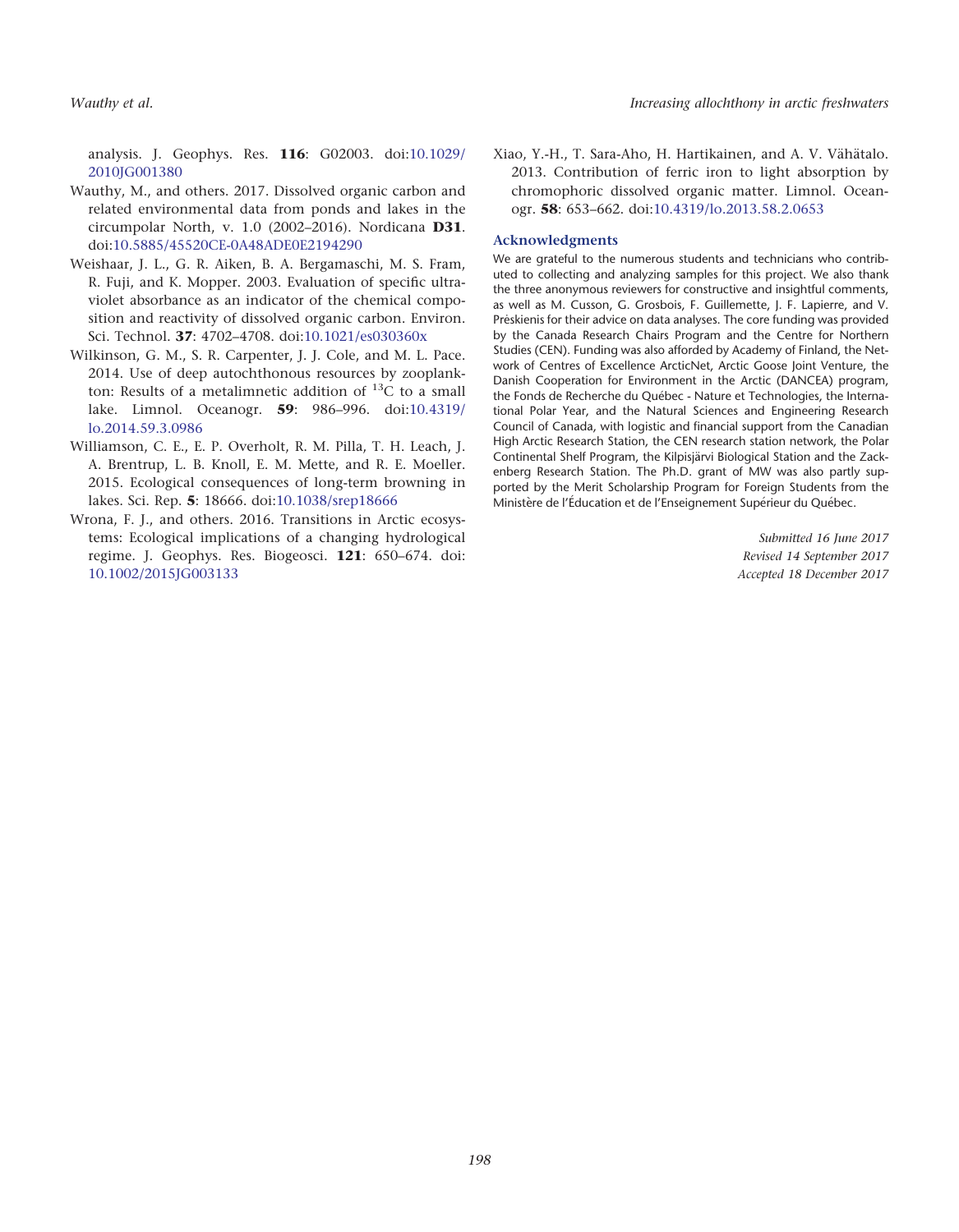analysis. J. Geophys. Res. **116**: G02003. doi:10.1029/2010JG001380

Wauthy, M., and others. 2017. Dissolved organic carbon and related environmental data from ponds and lakes in the circumpolar North, v. 1.0 (2002–2016). Nordicana **D31**. doi:10.5885/45520CE-0A48ADE0E2194290

Weishaar, J. L., G. R. Aiken, B. A. Bergamaschi, M. S. Fram, R. Fuji, and K. Mopper. 2003. Evaluation of specific ultraviolet absorbance as an indicator of the chemical composition and reactivity of dissolved organic carbon. Environ. Sci. Technol. **37**: 4702–4708. doi:10.1021/es030360x

Wilkinson, G. M., S. R. Carpenter, J. J. Cole, and M. L. Pace. 2014. Use of deep autochthonous resources by zooplankton: Results of a metalimnetic addition of $^{13}C$ to a small lake. Limnol. Oceanogr. **59**: 986–996. doi:10.4319/lo.2014.59.3.0986

Williamson, C. E., E. P. Overholt, R. M. Pilla, T. H. Leach, J. A. Brentrup, L. B. Knoll, E. M. Mette, and R. E. Moeller. 2015. Ecological consequences of long-term browning in lakes. Sci. Rep. **5**: 18666. doi:10.1038/srep18666

Wrona, F. J., and others. 2016. Transitions in Arctic ecosystems: Ecological implications of a changing hydrological regime. J. Geophys. Res. Biogeosci. **121**: 650–674. doi:10.1002/2015JG003133

Xiao, Y.-H., T. Sara-Aho, H. Hartikainen, and A. V. Vähätalo. 2013. Contribution of ferric iron to light absorption by chromophoric dissolved organic matter. Limnol. Oceanogr. **58**: 653–662. doi:10.4319/lo.2013.58.2.0653

## Acknowledgments

We are grateful to the numerous students and technicians who contributed to collecting and analyzing samples for this project. We also thank the three anonymous reviewers for constructive and insightful comments, as well as M. Cusson, G. Grosbois, F. Guillemette, J. F. Lapierre, and V. Prèskienis for their advice on data analyses. The core funding was provided by the Canada Research Chairs Program and the Centre for Northern Studies (CEN). Funding was also afforded by Academy of Finland, the Network of Centres of Excellence ArcticNet, Arctic Goose Joint Venture, the Danish Cooperation for Environment in the Arctic (DANCEA) program, the Fonds de Recherche du Québec - Nature et Technologies, the International Polar Year, and the Natural Sciences and Engineering Research Council of Canada, with logistic and financial support from the Canadian High Arctic Research Station, the CEN research station network, the Polar Continental Shelf Program, the Kilpisjärvi Biological Station and the Zackenberg Research Station. The Ph.D. grant of MW was also partly supported by the Merit Scholarship Program for Foreign Students from the Ministère de l'Éducation et de l'Enseignement Supérieur du Québec.

*Submitted 16 June 2017*
*Revised 14 September 2017*
*Accepted 18 December 2017*